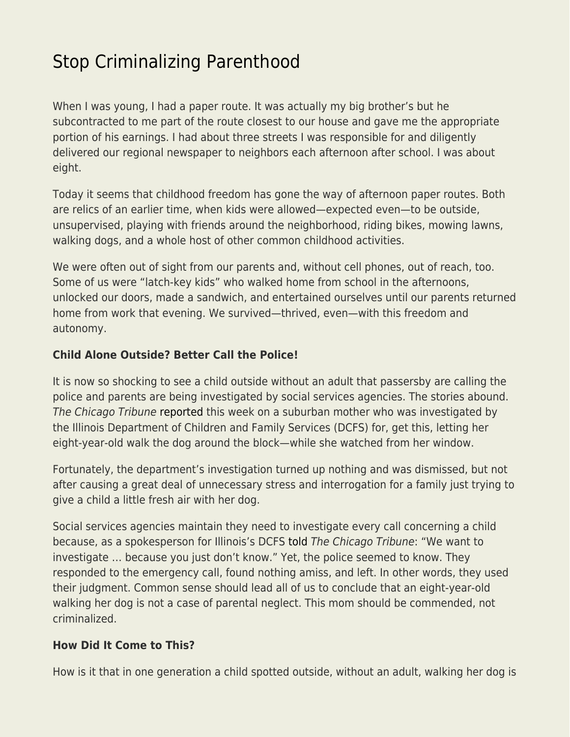# Stop Criminalizing Parenthood

When I was young, I had a paper route. It was actually my big brother's but he subcontracted to me part of the route closest to our house and gave me the appropriate portion of his earnings. I had about three streets I was responsible for and diligently delivered our regional newspaper to neighbors each afternoon after school. I was about eight.

Today it seems that childhood freedom has gone the way of afternoon paper routes. Both are relics of an earlier time, when kids were allowed—expected even—to be outside, unsupervised, playing with friends around the neighborhood, riding bikes, mowing lawns, walking dogs, and a whole host of other common childhood activities.

We were often out of sight from our parents and, without cell phones, out of reach, too. Some of us were "latch-key kids" who walked home from school in the afternoons, unlocked our doors, made a sandwich, and entertained ourselves until our parents returned home from work that evening. We survived—thrived, even—with this freedom and autonomy.

**Child Alone Outside? Better Call the Police!**

It is now so shocking to see a child outside without an adult that passersby are calling the police and parents are being investigated by social services agencies. The stories abound. *The Chicago Tribune* reported this week on a suburban mother who was investigated by the Illinois Department of Children and Family Services (DCFS) for, get this, letting her eight-year-old walk the dog around the block—while she watched from her window.

Fortunately, the department's investigation turned up nothing and was dismissed, but not after causing a great deal of unnecessary stress and interrogation for a family just trying to give a child a little fresh air with her dog.

Social services agencies maintain they need to investigate every call concerning a child because, as a spokesperson for Illinois's DCFS told *The Chicago Tribune*: "We want to investigate … because you just don't know." Yet, the police seemed to know. They responded to the emergency call, found nothing amiss, and left. In other words, they used their judgment. Common sense should lead all of us to conclude that an eight-year-old walking her dog is not a case of parental neglect. This mom should be commended, not criminalized.

**How Did It Come to This?**

How is it that in one generation a child spotted outside, without an adult, walking her dog is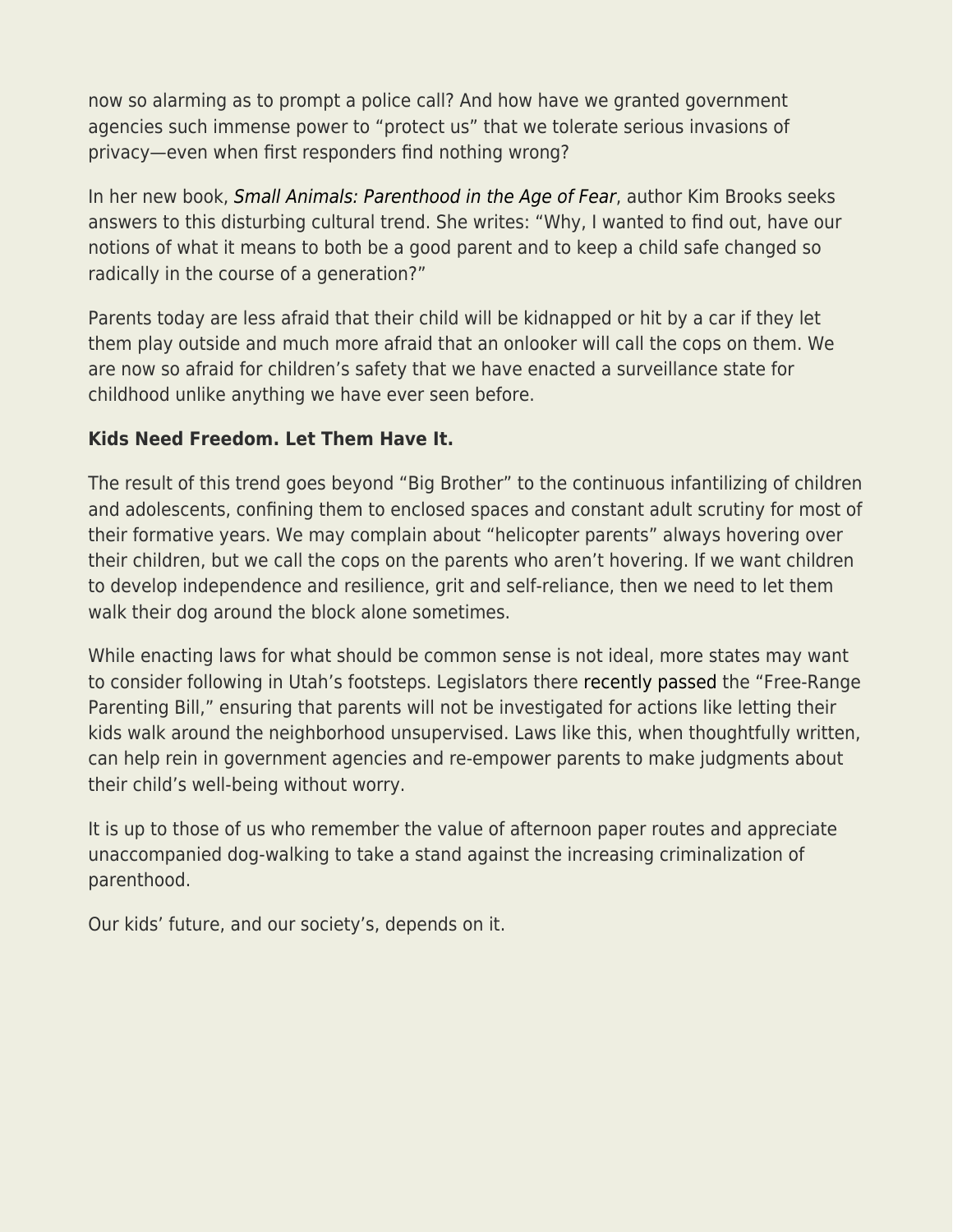now so alarming as to prompt a police call? And how have we granted government agencies such immense power to "protect us" that we tolerate serious invasions of privacy—even when first responders find nothing wrong?

In her new book, *Small Animals: Parenthood in the Age of Fear*, author Kim Brooks seeks answers to this disturbing cultural trend. She writes: "Why, I wanted to find out, have our notions of what it means to both be a good parent and to keep a child safe changed so radically in the course of a generation?"

Parents today are less afraid that their child will be kidnapped or hit by a car if they let them play outside and much more afraid that an onlooker will call the cops on them. We are now so afraid for children's safety that we have enacted a surveillance state for childhood unlike anything we have ever seen before.

**Kids Need Freedom. Let Them Have It.**

The result of this trend goes beyond "Big Brother" to the continuous infantilizing of children and adolescents, confining them to enclosed spaces and constant adult scrutiny for most of their formative years. We may complain about "helicopter parents" always hovering over their children, but we call the cops on the parents who aren't hovering. If we want children to develop independence and resilience, grit and self-reliance, then we need to let them walk their dog around the block alone sometimes.

While enacting laws for what should be common sense is not ideal, more states may want to consider following in Utah's footsteps. Legislators there recently passed the "Free-Range Parenting Bill," ensuring that parents will not be investigated for actions like letting their kids walk around the neighborhood unsupervised. Laws like this, when thoughtfully written, can help rein in government agencies and re-empower parents to make judgments about their child's well-being without worry.

It is up to those of us who remember the value of afternoon paper routes and appreciate unaccompanied dog-walking to take a stand against the increasing criminalization of parenthood.

Our kids' future, and our society's, depends on it.